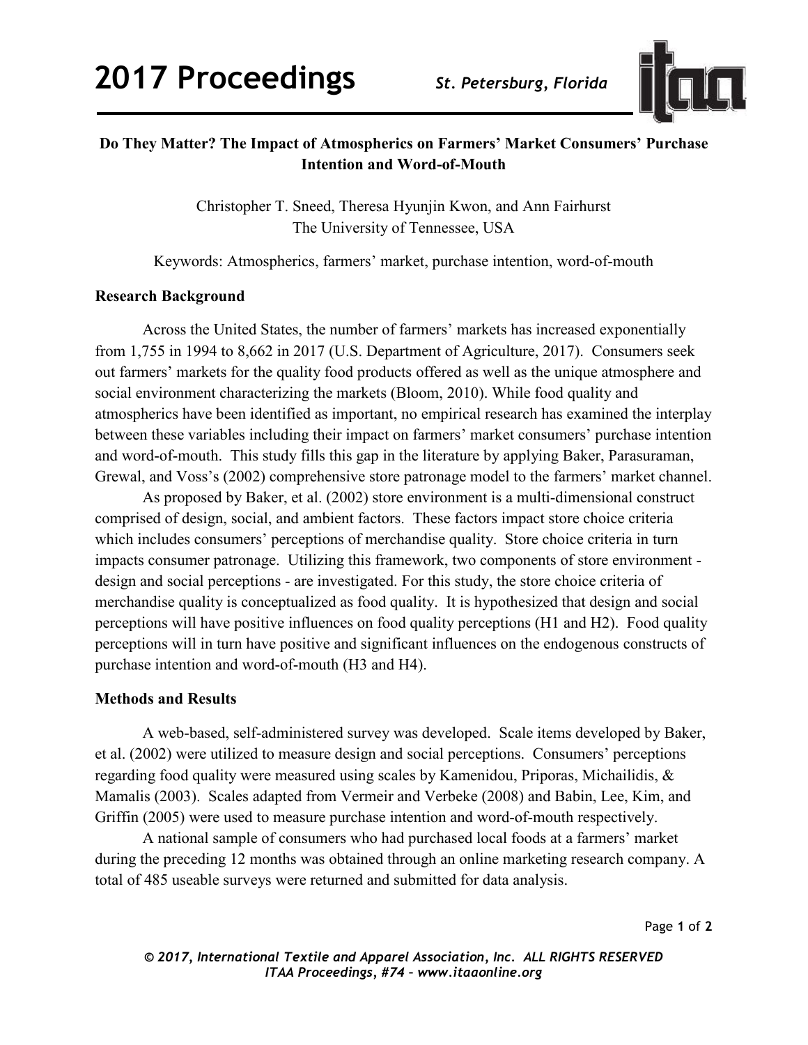# Do They Matter? The Impact of Atmospherics on Farmers' Market Consumers' Purchase Intention and Word-of-Mouth

Christopher T. Sneed, Theresa Hyunjin Kwon, and Ann Fairhurst
The University of Tennessee, USA

Keywords: Atmospherics, farmers' market, purchase intention, word-of-mouth

## Research Background

Across the United States, the number of farmers' markets has increased exponentially from 1,755 in 1994 to 8,662 in 2017 (U.S. Department of Agriculture, 2017). Consumers seek out farmers' markets for the quality food products offered as well as the unique atmosphere and social environment characterizing the markets (Bloom, 2010). While food quality and atmospherics have been identified as important, no empirical research has examined the interplay between these variables including their impact on farmers' market consumers' purchase intention and word-of-mouth. This study fills this gap in the literature by applying Baker, Parasuraman, Grewal, and Voss's (2002) comprehensive store patronage model to the farmers' market channel.

As proposed by Baker, et al. (2002) store environment is a multi-dimensional construct comprised of design, social, and ambient factors. These factors impact store choice criteria which includes consumers' perceptions of merchandise quality. Store choice criteria in turn impacts consumer patronage. Utilizing this framework, two components of store environment - design and social perceptions - are investigated. For this study, the store choice criteria of merchandise quality is conceptualized as food quality. It is hypothesized that design and social perceptions will have positive influences on food quality perceptions (H1 and H2). Food quality perceptions will in turn have positive and significant influences on the endogenous constructs of purchase intention and word-of-mouth (H3 and H4).

## Methods and Results

A web-based, self-administered survey was developed. Scale items developed by Baker, et al. (2002) were utilized to measure design and social perceptions. Consumers' perceptions regarding food quality were measured using scales by Kamenidou, Priporas, Michailidis, & Mamalis (2003). Scales adapted from Vermeir and Verbeke (2008) and Babin, Lee, Kim, and Griffin (2005) were used to measure purchase intention and word-of-mouth respectively.

A national sample of consumers who had purchased local foods at a farmers' market during the preceding 12 months was obtained through an online marketing research company. A total of 485 useable surveys were returned and submitted for data analysis.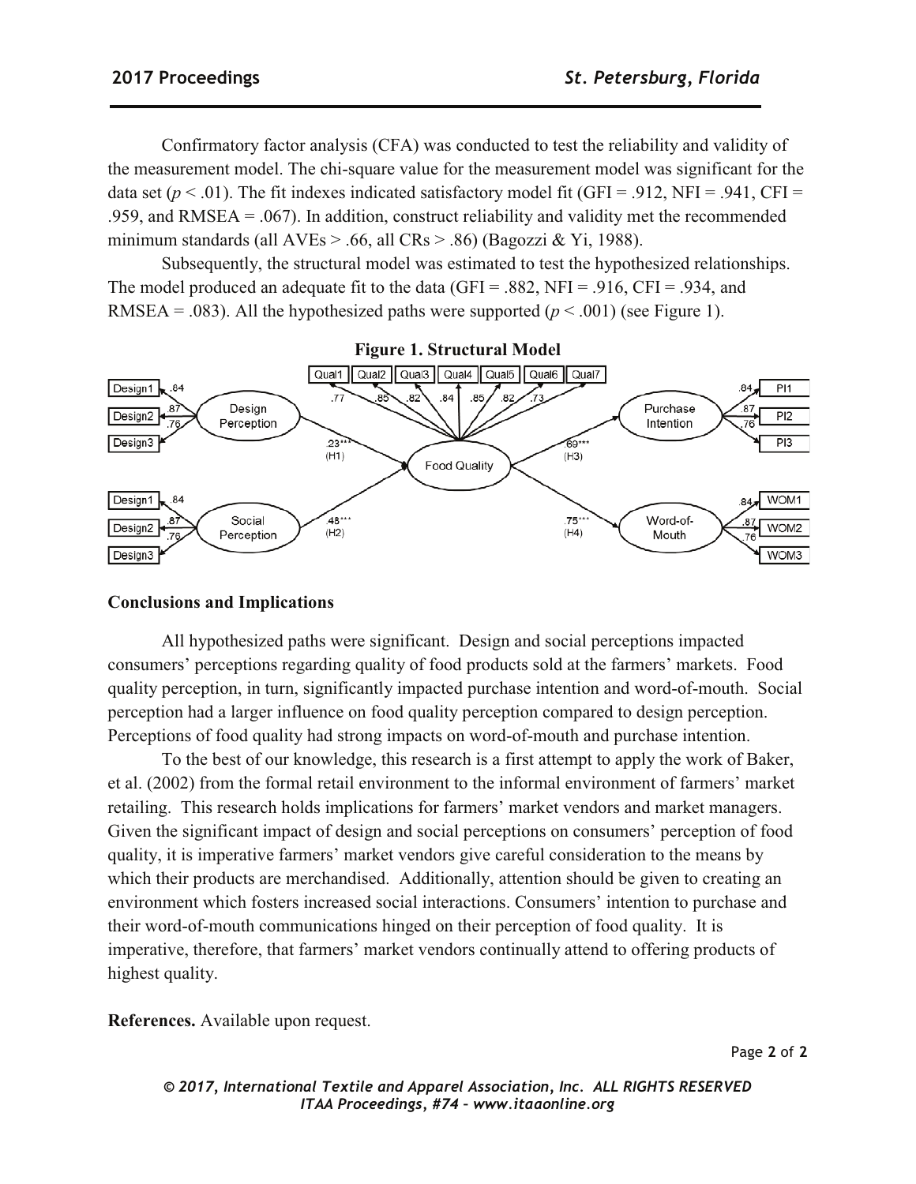Confirmatory factor analysis (CFA) was conducted to test the reliability and validity of the measurement model. The chi-square value for the measurement model was significant for the data set ($p < .01$). The fit indexes indicated satisfactory model fit (GFI = .912, NFI = .941, CFI = .959, and RMSEA = .067). In addition, construct reliability and validity met the recommended minimum standards (all AVEs > .66, all CRs > .86) (Bagozzi & Yi, 1988).

Subsequently, the structural model was estimated to test the hypothesized relationships. The model produced an adequate fit to the data (GFI = .882, NFI = .916, CFI = .934, and RMSEA = .083). All the hypothesized paths were supported ($p < .001$) (see Figure 1).

**Figure 1. Structural Model**

Qual1 Qual2 Qual3 Qual4 Qual5 Qual6 Qual7

.77 .85 .82 .84 .85 .82 .73

Design1 .84
Design2 .87
Design3 .76
Design Perception

.23*** (H1)

Food Quality

Design1 .84
Design2 .87
Design3 .76
Social Perception

.48*** (H2)

.69*** (H3)

Purchase Intention
.84 PI1
.87 PI2
.76 PI3

.75*** (H4)

Word-of-Mouth
.84 WOM1
.87 WOM2
.76 WOM3

### Conclusions and Implications

All hypothesized paths were significant. Design and social perceptions impacted consumers' perceptions regarding quality of food products sold at the farmers' markets. Food quality perception, in turn, significantly impacted purchase intention and word-of-mouth. Social perception had a larger influence on food quality perception compared to design perception. Perceptions of food quality had strong impacts on word-of-mouth and purchase intention.

To the best of our knowledge, this research is a first attempt to apply the work of Baker, et al. (2002) from the formal retail environment to the informal environment of farmers' market retailing. This research holds implications for farmers' market vendors and market managers. Given the significant impact of design and social perceptions on consumers' perception of food quality, it is imperative farmers' market vendors give careful consideration to the means by which their products are merchandised. Additionally, attention should be given to creating an environment which fosters increased social interactions. Consumers' intention to purchase and their word-of-mouth communications hinged on their perception of food quality. It is imperative, therefore, that farmers' market vendors continually attend to offering products of highest quality.

**References.** Available upon request.